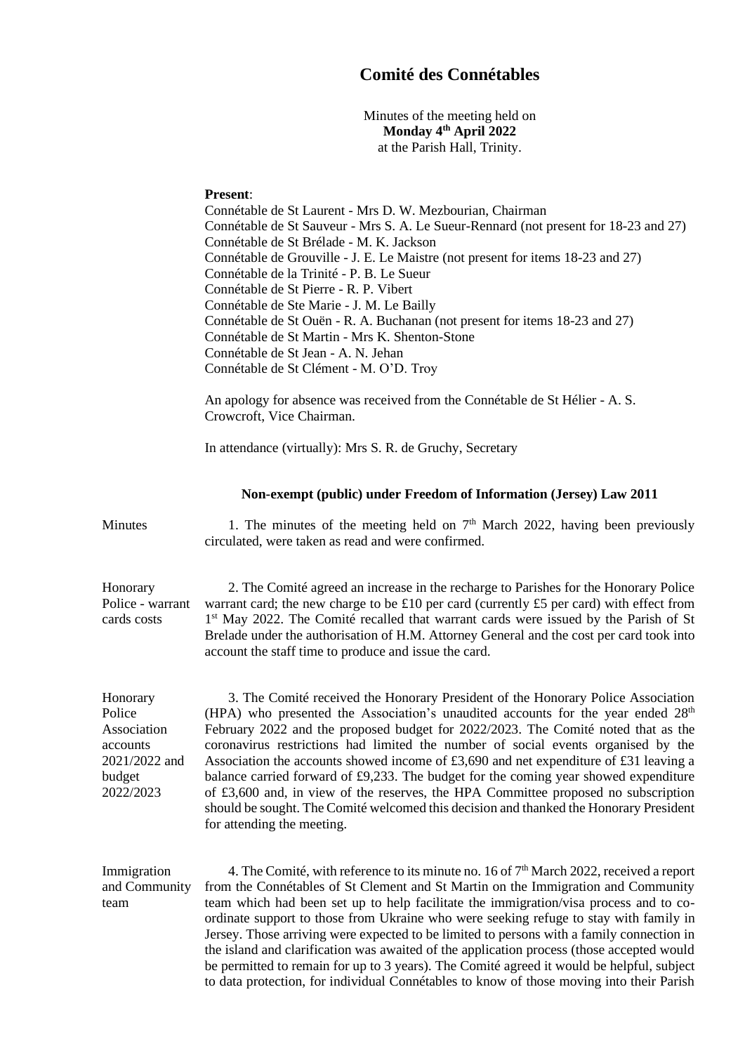# Comité des Connétables

Minutes of the meeting held on
**Monday 4th April 2022**
at the Parish Hall, Trinity.

**Present**:
Connétable de St Laurent - Mrs D. W. Mezbourian, Chairman
Connétable de St Sauveur - Mrs S. A. Le Sueur-Rennard (not present for 18-23 and 27)
Connétable de St Brélade - M. K. Jackson
Connétable de Grouville - J. E. Le Maistre (not present for items 18-23 and 27)
Connétable de la Trinité - P. B. Le Sueur
Connétable de St Pierre - R. P. Vibert
Connétable de Ste Marie - J. M. Le Bailly
Connétable de St Ouën - R. A. Buchanan (not present for items 18-23 and 27)
Connétable de St Martin - Mrs K. Shenton-Stone
Connétable de St Jean - A. N. Jehan
Connétable de St Clément - M. O'D. Troy

An apology for absence was received from the Connétable de St Hélier - A. S. Crowcroft, Vice Chairman.

In attendance (virtually): Mrs S. R. de Gruchy, Secretary

**Non-exempt (public) under Freedom of Information (Jersey) Law 2011**

**Minutes**

1. The minutes of the meeting held on 7th March 2022, having been previously circulated, were taken as read and were confirmed.

**Honorary Police - warrant cards costs**

2. The Comité agreed an increase in the recharge to Parishes for the Honorary Police warrant card; the new charge to be £10 per card (currently £5 per card) with effect from 1st May 2022. The Comité recalled that warrant cards were issued by the Parish of St Brelade under the authorisation of H.M. Attorney General and the cost per card took into account the staff time to produce and issue the card.

**Honorary Police Association accounts 2021/2022 and budget 2022/2023**

3. The Comité received the Honorary President of the Honorary Police Association (HPA) who presented the Association's unaudited accounts for the year ended 28th February 2022 and the proposed budget for 2022/2023. The Comité noted that as the coronavirus restrictions had limited the number of social events organised by the Association the accounts showed income of £3,690 and net expenditure of £31 leaving a balance carried forward of £9,233. The budget for the coming year showed expenditure of £3,600 and, in view of the reserves, the HPA Committee proposed no subscription should be sought. The Comité welcomed this decision and thanked the Honorary President for attending the meeting.

**Immigration and Community team**

4. The Comité, with reference to its minute no. 16 of 7th March 2022, received a report from the Connétables of St Clement and St Martin on the Immigration and Community team which had been set up to help facilitate the immigration/visa process and to co-ordinate support to those from Ukraine who were seeking refuge to stay with family in Jersey. Those arriving were expected to be limited to persons with a family connection in the island and clarification was awaited of the application process (those accepted would be permitted to remain for up to 3 years). The Comité agreed it would be helpful, subject to data protection, for individual Connétables to know of those moving into their Parish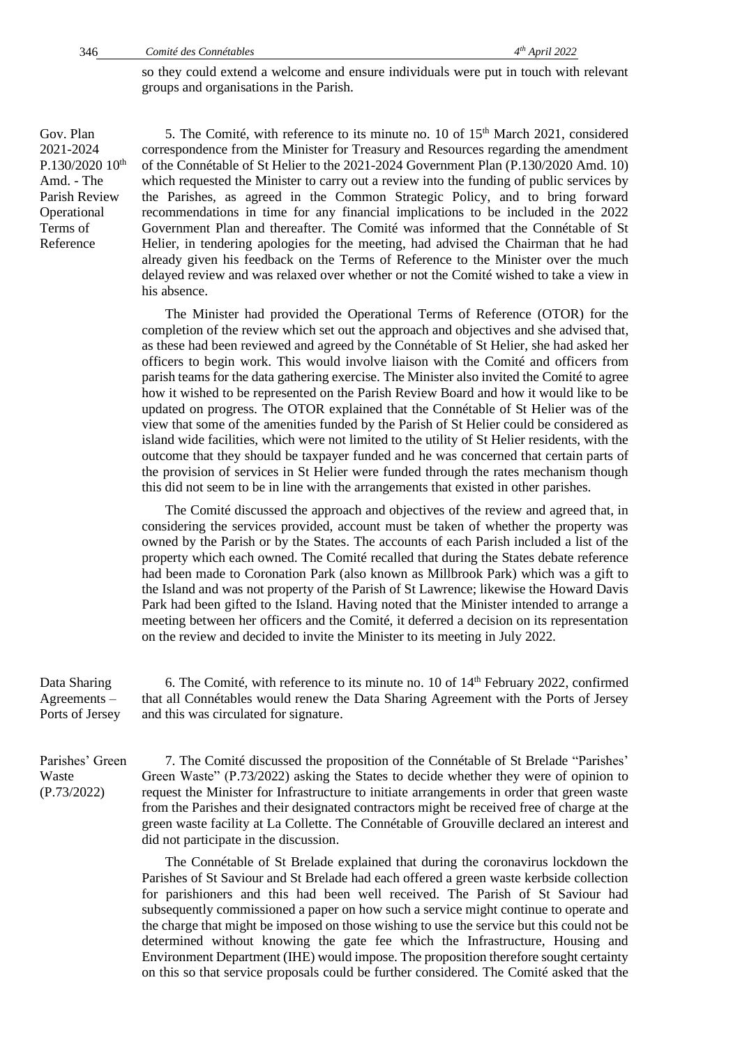so they could extend a welcome and ensure individuals were put in touch with relevant groups and organisations in the Parish.

**Gov. Plan 2021-2024 P.130/2020 10th Amd. - The Parish Review Operational Terms of Reference**

5. The Comité, with reference to its minute no. 10 of 15th March 2021, considered correspondence from the Minister for Treasury and Resources regarding the amendment of the Connétable of St Helier to the 2021-2024 Government Plan (P.130/2020 Amd. 10) which requested the Minister to carry out a review into the funding of public services by the Parishes, as agreed in the Common Strategic Policy, and to bring forward recommendations in time for any financial implications to be included in the 2022 Government Plan and thereafter. The Comité was informed that the Connétable of St Helier, in tendering apologies for the meeting, had advised the Chairman that he had already given his feedback on the Terms of Reference to the Minister over the much delayed review and was relaxed over whether or not the Comité wished to take a view in his absence.

The Minister had provided the Operational Terms of Reference (OTOR) for the completion of the review which set out the approach and objectives and she advised that, as these had been reviewed and agreed by the Connétable of St Helier, she had asked her officers to begin work. This would involve liaison with the Comité and officers from parish teams for the data gathering exercise. The Minister also invited the Comité to agree how it wished to be represented on the Parish Review Board and how it would like to be updated on progress. The OTOR explained that the Connétable of St Helier was of the view that some of the amenities funded by the Parish of St Helier could be considered as island wide facilities, which were not limited to the utility of St Helier residents, with the outcome that they should be taxpayer funded and he was concerned that certain parts of the provision of services in St Helier were funded through the rates mechanism though this did not seem to be in line with the arrangements that existed in other parishes.

The Comité discussed the approach and objectives of the review and agreed that, in considering the services provided, account must be taken of whether the property was owned by the Parish or by the States. The accounts of each Parish included a list of the property which each owned. The Comité recalled that during the States debate reference had been made to Coronation Park (also known as Millbrook Park) which was a gift to the Island and was not property of the Parish of St Lawrence; likewise the Howard Davis Park had been gifted to the Island. Having noted that the Minister intended to arrange a meeting between her officers and the Comité, it deferred a decision on its representation on the review and decided to invite the Minister to its meeting in July 2022.

**Data Sharing Agreements – Ports of Jersey**

6. The Comité, with reference to its minute no. 10 of 14th February 2022, confirmed that all Connétables would renew the Data Sharing Agreement with the Ports of Jersey and this was circulated for signature.

**Parishes' Green Waste (P.73/2022)**

7. The Comité discussed the proposition of the Connétable of St Brelade "Parishes' Green Waste" (P.73/2022) asking the States to decide whether they were of opinion to request the Minister for Infrastructure to initiate arrangements in order that green waste from the Parishes and their designated contractors might be received free of charge at the green waste facility at La Collette. The Connétable of Grouville declared an interest and did not participate in the discussion.

The Connétable of St Brelade explained that during the coronavirus lockdown the Parishes of St Saviour and St Brelade had each offered a green waste kerbside collection for parishioners and this had been well received. The Parish of St Saviour had subsequently commissioned a paper on how such a service might continue to operate and the charge that might be imposed on those wishing to use the service but this could not be determined without knowing the gate fee which the Infrastructure, Housing and Environment Department (IHE) would impose. The proposition therefore sought certainty on this so that service proposals could be further considered. The Comité asked that the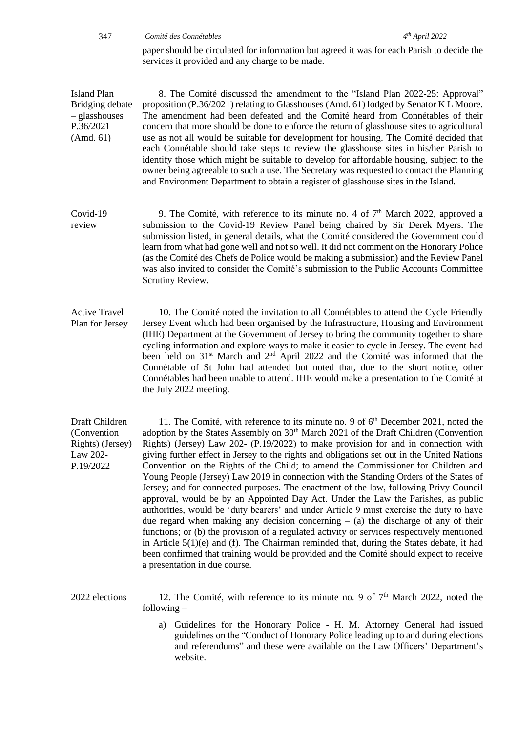paper should be circulated for information but agreed it was for each Parish to decide the services it provided and any charge to be made.

**Island Plan Bridging debate – glasshouses P.36/2021 (Amd. 61)**

8. The Comité discussed the amendment to the "Island Plan 2022-25: Approval" proposition (P.36/2021) relating to Glasshouses (Amd. 61) lodged by Senator K L Moore. The amendment had been defeated and the Comité heard from Connétables of their concern that more should be done to enforce the return of glasshouse sites to agricultural use as not all would be suitable for development for housing. The Comité decided that each Connétable should take steps to review the glasshouse sites in his/her Parish to identify those which might be suitable to develop for affordable housing, subject to the owner being agreeable to such a use. The Secretary was requested to contact the Planning and Environment Department to obtain a register of glasshouse sites in the Island.

**Covid-19 review**

9. The Comité, with reference to its minute no. 4 of 7th March 2022, approved a submission to the Covid-19 Review Panel being chaired by Sir Derek Myers. The submission listed, in general details, what the Comité considered the Government could learn from what had gone well and not so well. It did not comment on the Honorary Police (as the Comité des Chefs de Police would be making a submission) and the Review Panel was also invited to consider the Comité's submission to the Public Accounts Committee Scrutiny Review.

**Active Travel Plan for Jersey**

10. The Comité noted the invitation to all Connétables to attend the Cycle Friendly Jersey Event which had been organised by the Infrastructure, Housing and Environment (IHE) Department at the Government of Jersey to bring the community together to share cycling information and explore ways to make it easier to cycle in Jersey. The event had been held on 31st March and 2nd April 2022 and the Comité was informed that the Connétable of St John had attended but noted that, due to the short notice, other Connétables had been unable to attend. IHE would make a presentation to the Comité at the July 2022 meeting.

**Draft Children (Convention Rights) (Jersey) Law 202- P.19/2022**

11. The Comité, with reference to its minute no. 9 of 6th December 2021, noted the adoption by the States Assembly on 30th March 2021 of the Draft Children (Convention Rights) (Jersey) Law 202- (P.19/2022) to make provision for and in connection with giving further effect in Jersey to the rights and obligations set out in the United Nations Convention on the Rights of the Child; to amend the Commissioner for Children and Young People (Jersey) Law 2019 in connection with the Standing Orders of the States of Jersey; and for connected purposes. The enactment of the law, following Privy Council approval, would be by an Appointed Day Act. Under the Law the Parishes, as public authorities, would be 'duty bearers' and under Article 9 must exercise the duty to have due regard when making any decision concerning – (a) the discharge of any of their functions; or (b) the provision of a regulated activity or services respectively mentioned in Article 5(1)(e) and (f). The Chairman reminded that, during the States debate, it had been confirmed that training would be provided and the Comité should expect to receive a presentation in due course.

**2022 elections**

12. The Comité, with reference to its minute no. 9 of 7th March 2022, noted the following –

a) Guidelines for the Honorary Police - H. M. Attorney General had issued guidelines on the "Conduct of Honorary Police leading up to and during elections and referendums" and these were available on the Law Officers' Department's website.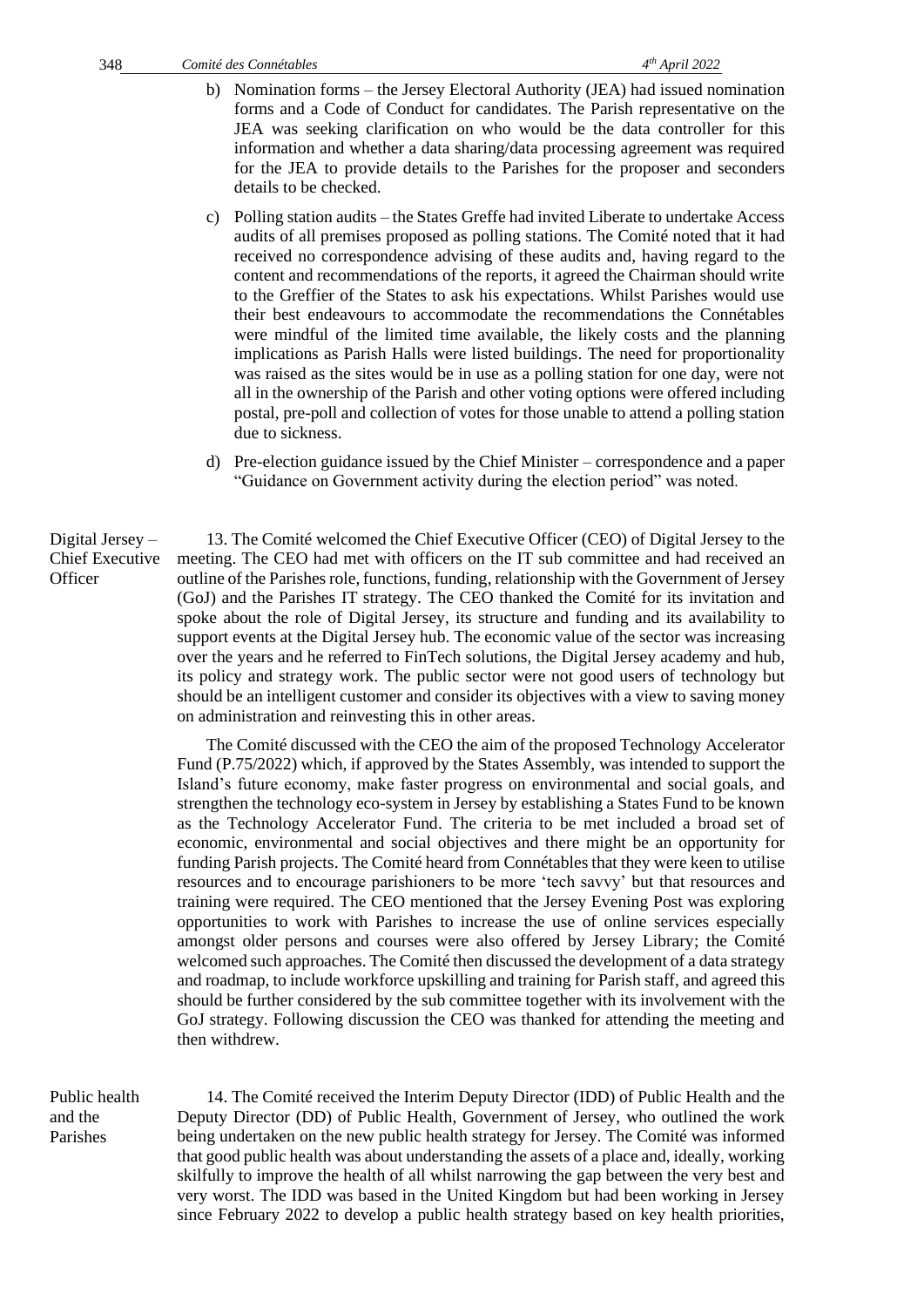b) Nomination forms – the Jersey Electoral Authority (JEA) had issued nomination forms and a Code of Conduct for candidates. The Parish representative on the JEA was seeking clarification on who would be the data controller for this information and whether a data sharing/data processing agreement was required for the JEA to provide details to the Parishes for the proposer and seconders details to be checked.

c) Polling station audits – the States Greffe had invited Liberate to undertake Access audits of all premises proposed as polling stations. The Comité noted that it had received no correspondence advising of these audits and, having regard to the content and recommendations of the reports, it agreed the Chairman should write to the Greffier of the States to ask his expectations. Whilst Parishes would use their best endeavours to accommodate the recommendations the Connétables were mindful of the limited time available, the likely costs and the planning implications as Parish Halls were listed buildings. The need for proportionality was raised as the sites would be in use as a polling station for one day, were not all in the ownership of the Parish and other voting options were offered including postal, pre-poll and collection of votes for those unable to attend a polling station due to sickness.

d) Pre-election guidance issued by the Chief Minister – correspondence and a paper "Guidance on Government activity during the election period" was noted.

**Digital Jersey – Chief Executive Officer**

13. The Comité welcomed the Chief Executive Officer (CEO) of Digital Jersey to the meeting. The CEO had met with officers on the IT sub committee and had received an outline of the Parishes role, functions, funding, relationship with the Government of Jersey (GoJ) and the Parishes IT strategy. The CEO thanked the Comité for its invitation and spoke about the role of Digital Jersey, its structure and funding and its availability to support events at the Digital Jersey hub. The economic value of the sector was increasing over the years and he referred to FinTech solutions, the Digital Jersey academy and hub, its policy and strategy work. The public sector were not good users of technology but should be an intelligent customer and consider its objectives with a view to saving money on administration and reinvesting this in other areas.

The Comité discussed with the CEO the aim of the proposed Technology Accelerator Fund (P.75/2022) which, if approved by the States Assembly, was intended to support the Island's future economy, make faster progress on environmental and social goals, and strengthen the technology eco-system in Jersey by establishing a States Fund to be known as the Technology Accelerator Fund. The criteria to be met included a broad set of economic, environmental and social objectives and there might be an opportunity for funding Parish projects. The Comité heard from Connétables that they were keen to utilise resources and to encourage parishioners to be more 'tech savvy' but that resources and training were required. The CEO mentioned that the Jersey Evening Post was exploring opportunities to work with Parishes to increase the use of online services especially amongst older persons and courses were also offered by Jersey Library; the Comité welcomed such approaches. The Comité then discussed the development of a data strategy and roadmap, to include workforce upskilling and training for Parish staff, and agreed this should be further considered by the sub committee together with its involvement with the GoJ strategy. Following discussion the CEO was thanked for attending the meeting and then withdrew.

**Public health and the Parishes**

14. The Comité received the Interim Deputy Director (IDD) of Public Health and the Deputy Director (DD) of Public Health, Government of Jersey, who outlined the work being undertaken on the new public health strategy for Jersey. The Comité was informed that good public health was about understanding the assets of a place and, ideally, working skilfully to improve the health of all whilst narrowing the gap between the very best and very worst. The IDD was based in the United Kingdom but had been working in Jersey since February 2022 to develop a public health strategy based on key health priorities,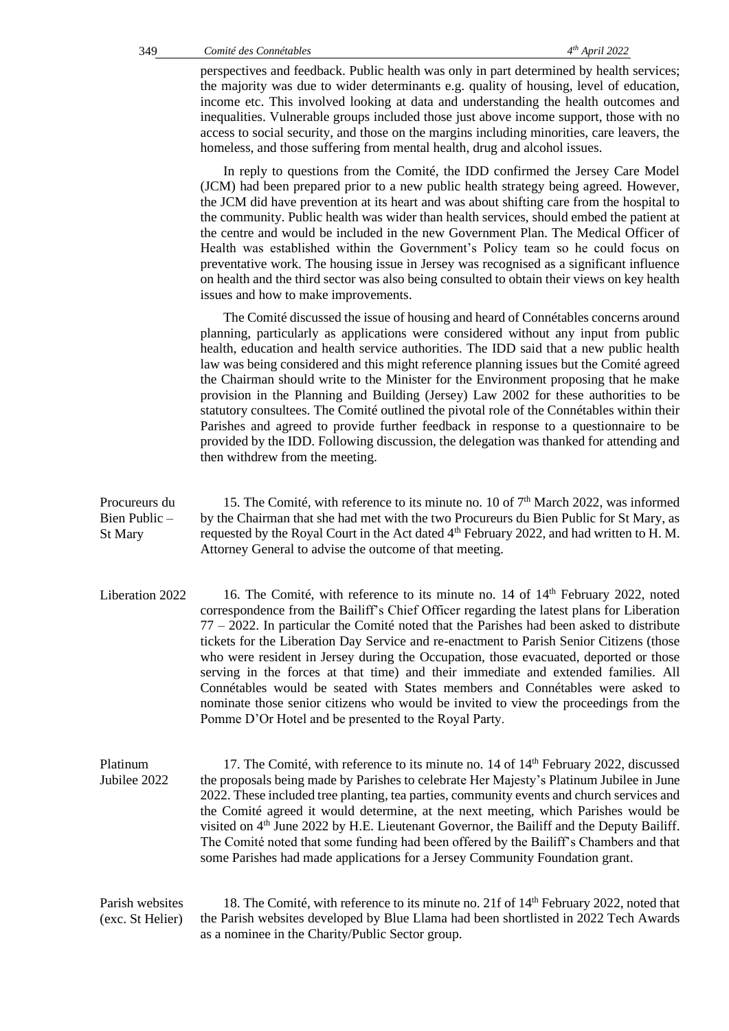perspectives and feedback. Public health was only in part determined by health services; the majority was due to wider determinants e.g. quality of housing, level of education, income etc. This involved looking at data and understanding the health outcomes and inequalities. Vulnerable groups included those just above income support, those with no access to social security, and those on the margins including minorities, care leavers, the homeless, and those suffering from mental health, drug and alcohol issues.

In reply to questions from the Comité, the IDD confirmed the Jersey Care Model (JCM) had been prepared prior to a new public health strategy being agreed. However, the JCM did have prevention at its heart and was about shifting care from the hospital to the community. Public health was wider than health services, should embed the patient at the centre and would be included in the new Government Plan. The Medical Officer of Health was established within the Government's Policy team so he could focus on preventative work. The housing issue in Jersey was recognised as a significant influence on health and the third sector was also being consulted to obtain their views on key health issues and how to make improvements.

The Comité discussed the issue of housing and heard of Connétables concerns around planning, particularly as applications were considered without any input from public health, education and health service authorities. The IDD said that a new public health law was being considered and this might reference planning issues but the Comité agreed the Chairman should write to the Minister for the Environment proposing that he make provision in the Planning and Building (Jersey) Law 2002 for these authorities to be statutory consultees. The Comité outlined the pivotal role of the Connétables within their Parishes and agreed to provide further feedback in response to a questionnaire to be provided by the IDD. Following discussion, the delegation was thanked for attending and then withdrew from the meeting.

**Procureurs du Bien Public – St Mary**

15. The Comité, with reference to its minute no. 10 of 7th March 2022, was informed by the Chairman that she had met with the two Procureurs du Bien Public for St Mary, as requested by the Royal Court in the Act dated 4th February 2022, and had written to H. M. Attorney General to advise the outcome of that meeting.

**Liberation 2022**

16. The Comité, with reference to its minute no. 14 of 14th February 2022, noted correspondence from the Bailiff's Chief Officer regarding the latest plans for Liberation 77 – 2022. In particular the Comité noted that the Parishes had been asked to distribute tickets for the Liberation Day Service and re-enactment to Parish Senior Citizens (those who were resident in Jersey during the Occupation, those evacuated, deported or those serving in the forces at that time) and their immediate and extended families. All Connétables would be seated with States members and Connétables were asked to nominate those senior citizens who would be invited to view the proceedings from the Pomme D'Or Hotel and be presented to the Royal Party.

**Platinum Jubilee 2022**

17. The Comité, with reference to its minute no. 14 of 14th February 2022, discussed the proposals being made by Parishes to celebrate Her Majesty's Platinum Jubilee in June 2022. These included tree planting, tea parties, community events and church services and the Comité agreed it would determine, at the next meeting, which Parishes would be visited on 4th June 2022 by H.E. Lieutenant Governor, the Bailiff and the Deputy Bailiff. The Comité noted that some funding had been offered by the Bailiff's Chambers and that some Parishes had made applications for a Jersey Community Foundation grant.

**Parish websites (exc. St Helier)**

18. The Comité, with reference to its minute no. 21f of 14th February 2022, noted that the Parish websites developed by Blue Llama had been shortlisted in 2022 Tech Awards as a nominee in the Charity/Public Sector group.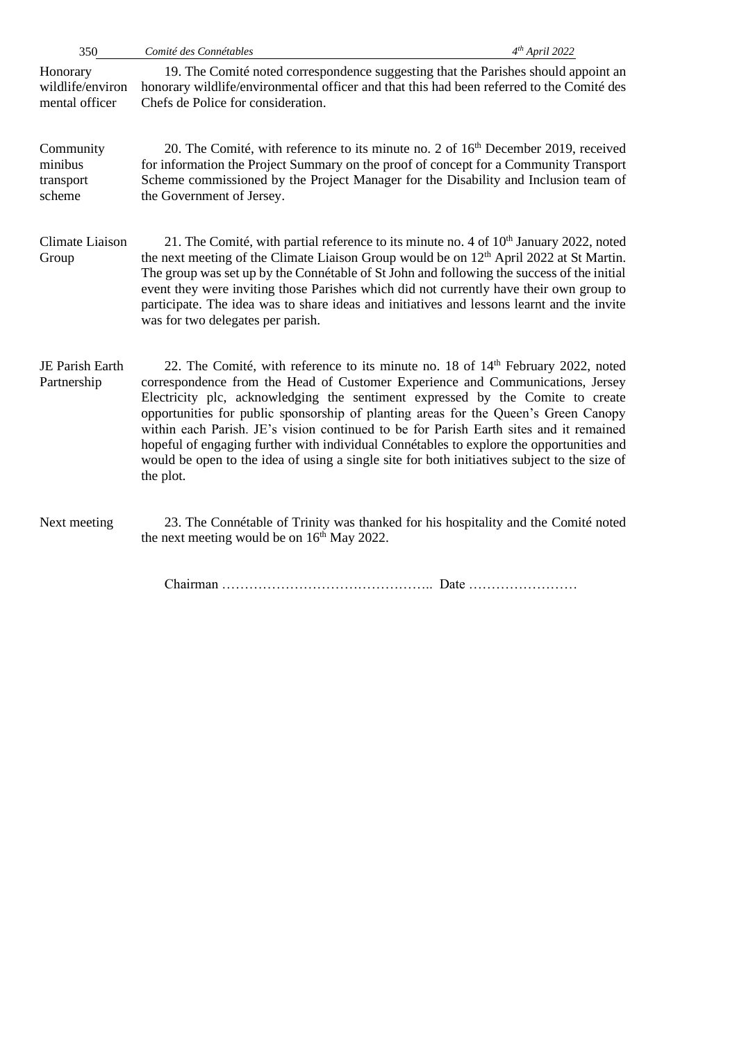**Honorary wildlife/environmental officer**

19. The Comité noted correspondence suggesting that the Parishes should appoint an honorary wildlife/environmental officer and that this had been referred to the Comité des Chefs de Police for consideration.

**Community minibus transport scheme**

20. The Comité, with reference to its minute no. 2 of 16th December 2019, received for information the Project Summary on the proof of concept for a Community Transport Scheme commissioned by the Project Manager for the Disability and Inclusion team of the Government of Jersey.

**Climate Liaison Group**

21. The Comité, with partial reference to its minute no. 4 of 10th January 2022, noted the next meeting of the Climate Liaison Group would be on 12th April 2022 at St Martin. The group was set up by the Connétable of St John and following the success of the initial event they were inviting those Parishes which did not currently have their own group to participate. The idea was to share ideas and initiatives and lessons learnt and the invite was for two delegates per parish.

**JE Parish Earth Partnership**

22. The Comité, with reference to its minute no. 18 of 14th February 2022, noted correspondence from the Head of Customer Experience and Communications, Jersey Electricity plc, acknowledging the sentiment expressed by the Comite to create opportunities for public sponsorship of planting areas for the Queen's Green Canopy within each Parish. JE's vision continued to be for Parish Earth sites and it remained hopeful of engaging further with individual Connétables to explore the opportunities and would be open to the idea of using a single site for both initiatives subject to the size of the plot.

**Next meeting**

23. The Connétable of Trinity was thanked for his hospitality and the Comité noted the next meeting would be on 16th May 2022.

Chairman ……………………………………….. Date ……………………